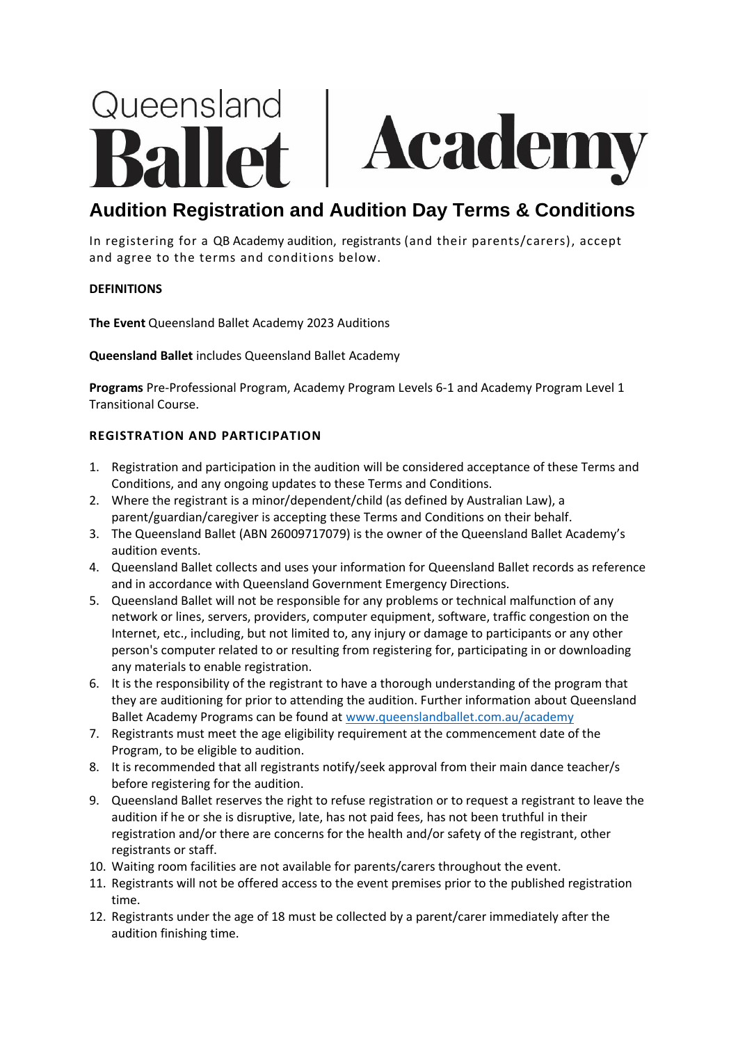Queensland **Ballet** | **Academy**

# Audition Registration and Audition Day Terms & Conditions

In registering for a QB Academy audition, registrants (and their parents/carers), accept and agree to the terms and conditions below.

**DEFINITIONS**

**The Event** Queensland Ballet Academy 2023 Auditions

**Queensland Ballet** includes Queensland Ballet Academy

**Programs** Pre-Professional Program, Academy Program Levels 6-1 and Academy Program Level 1 Transitional Course.

**REGISTRATION AND PARTICIPATION**

1. Registration and participation in the audition will be considered acceptance of these Terms and Conditions, and any ongoing updates to these Terms and Conditions.
2. Where the registrant is a minor/dependent/child (as defined by Australian Law), a parent/guardian/caregiver is accepting these Terms and Conditions on their behalf.
3. The Queensland Ballet (ABN 26009717079) is the owner of the Queensland Ballet Academy's audition events.
4. Queensland Ballet collects and uses your information for Queensland Ballet records as reference and in accordance with Queensland Government Emergency Directions.
5. Queensland Ballet will not be responsible for any problems or technical malfunction of any network or lines, servers, providers, computer equipment, software, traffic congestion on the Internet, etc., including, but not limited to, any injury or damage to participants or any other person's computer related to or resulting from registering for, participating in or downloading any materials to enable registration.
6. It is the responsibility of the registrant to have a thorough understanding of the program that they are auditioning for prior to attending the audition. Further information about Queensland Ballet Academy Programs can be found at [www.queenslandballet.com.au/academy](www.queenslandballet.com.au/academy)
7. Registrants must meet the age eligibility requirement at the commencement date of the Program, to be eligible to audition.
8. It is recommended that all registrants notify/seek approval from their main dance teacher/s before registering for the audition.
9. Queensland Ballet reserves the right to refuse registration or to request a registrant to leave the audition if he or she is disruptive, late, has not paid fees, has not been truthful in their registration and/or there are concerns for the health and/or safety of the registrant, other registrants or staff.
10. Waiting room facilities are not available for parents/carers throughout the event.
11. Registrants will not be offered access to the event premises prior to the published registration time.
12. Registrants under the age of 18 must be collected by a parent/carer immediately after the audition finishing time.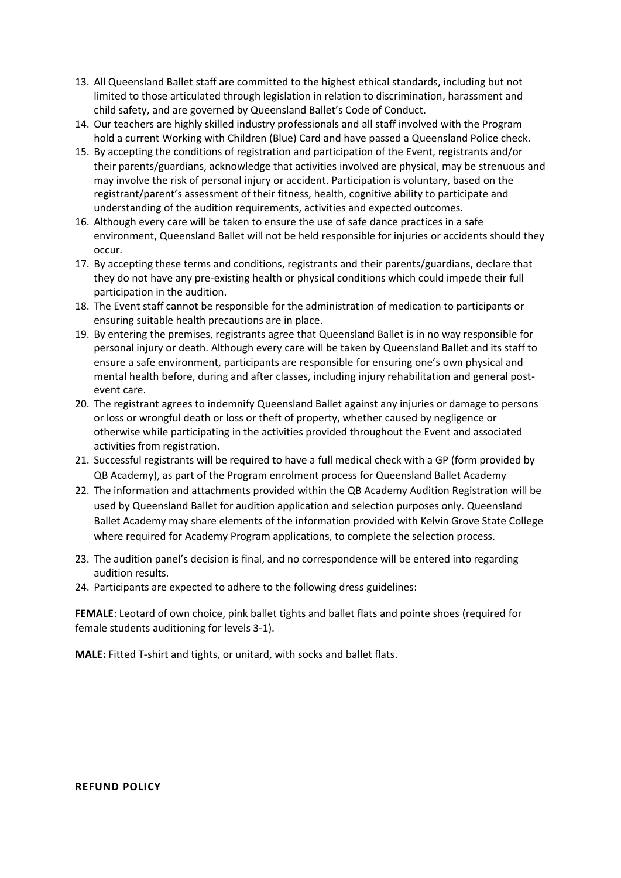13. All Queensland Ballet staff are committed to the highest ethical standards, including but not limited to those articulated through legislation in relation to discrimination, harassment and child safety, and are governed by Queensland Ballet's Code of Conduct.
14. Our teachers are highly skilled industry professionals and all staff involved with the Program hold a current Working with Children (Blue) Card and have passed a Queensland Police check.
15. By accepting the conditions of registration and participation of the Event, registrants and/or their parents/guardians, acknowledge that activities involved are physical, may be strenuous and may involve the risk of personal injury or accident. Participation is voluntary, based on the registrant/parent's assessment of their fitness, health, cognitive ability to participate and understanding of the audition requirements, activities and expected outcomes.
16. Although every care will be taken to ensure the use of safe dance practices in a safe environment, Queensland Ballet will not be held responsible for injuries or accidents should they occur.
17. By accepting these terms and conditions, registrants and their parents/guardians, declare that they do not have any pre-existing health or physical conditions which could impede their full participation in the audition.
18. The Event staff cannot be responsible for the administration of medication to participants or ensuring suitable health precautions are in place.
19. By entering the premises, registrants agree that Queensland Ballet is in no way responsible for personal injury or death. Although every care will be taken by Queensland Ballet and its staff to ensure a safe environment, participants are responsible for ensuring one's own physical and mental health before, during and after classes, including injury rehabilitation and general post-event care.
20. The registrant agrees to indemnify Queensland Ballet against any injuries or damage to persons or loss or wrongful death or loss or theft of property, whether caused by negligence or otherwise while participating in the activities provided throughout the Event and associated activities from registration.
21. Successful registrants will be required to have a full medical check with a GP (form provided by QB Academy), as part of the Program enrolment process for Queensland Ballet Academy
22. The information and attachments provided within the QB Academy Audition Registration will be used by Queensland Ballet for audition application and selection purposes only. Queensland Ballet Academy may share elements of the information provided with Kelvin Grove State College where required for Academy Program applications, to complete the selection process.
23. The audition panel's decision is final, and no correspondence will be entered into regarding audition results.
24. Participants are expected to adhere to the following dress guidelines:

**FEMALE**: Leotard of own choice, pink ballet tights and ballet flats and pointe shoes (required for female students auditioning for levels 3-1).

**MALE:** Fitted T-shirt and tights, or unitard, with socks and ballet flats.

**REFUND POLICY**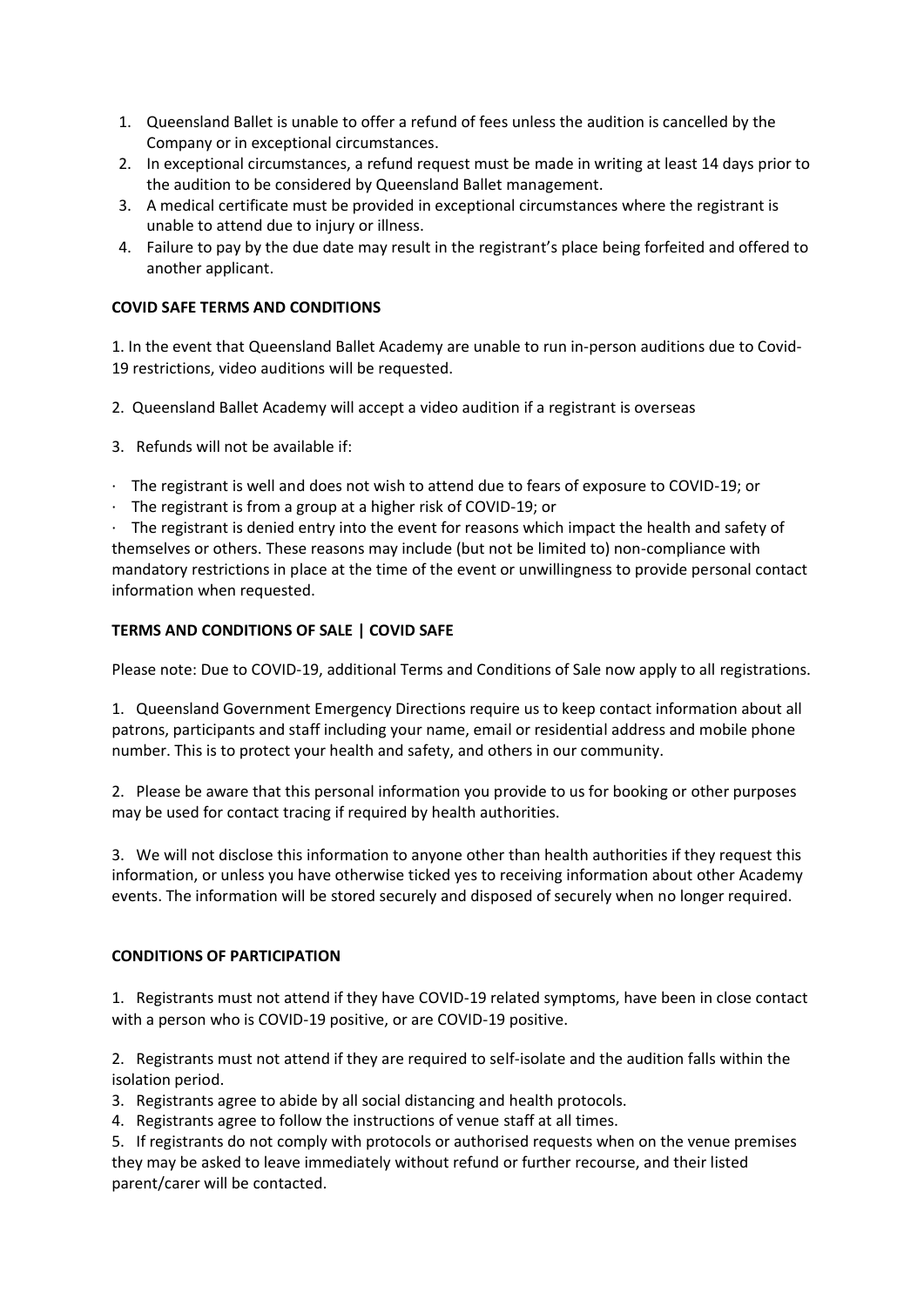1. Queensland Ballet is unable to offer a refund of fees unless the audition is cancelled by the Company or in exceptional circumstances.
2. In exceptional circumstances, a refund request must be made in writing at least 14 days prior to the audition to be considered by Queensland Ballet management.
3. A medical certificate must be provided in exceptional circumstances where the registrant is unable to attend due to injury or illness.
4. Failure to pay by the due date may result in the registrant's place being forfeited and offered to another applicant.

**COVID SAFE TERMS AND CONDITIONS**

1. In the event that Queensland Ballet Academy are unable to run in-person auditions due to Covid-19 restrictions, video auditions will be requested.

2. Queensland Ballet Academy will accept a video audition if a registrant is overseas

3. Refunds will not be available if:

- The registrant is well and does not wish to attend due to fears of exposure to COVID-19; or
- The registrant is from a group at a higher risk of COVID-19; or
- The registrant is denied entry into the event for reasons which impact the health and safety of themselves or others. These reasons may include (but not be limited to) non-compliance with mandatory restrictions in place at the time of the event or unwillingness to provide personal contact information when requested.

**TERMS AND CONDITIONS OF SALE | COVID SAFE**

Please note: Due to COVID-19, additional Terms and Conditions of Sale now apply to all registrations.

1. Queensland Government Emergency Directions require us to keep contact information about all patrons, participants and staff including your name, email or residential address and mobile phone number. This is to protect your health and safety, and others in our community.

2. Please be aware that this personal information you provide to us for booking or other purposes may be used for contact tracing if required by health authorities.

3. We will not disclose this information to anyone other than health authorities if they request this information, or unless you have otherwise ticked yes to receiving information about other Academy events. The information will be stored securely and disposed of securely when no longer required.

**CONDITIONS OF PARTICIPATION**

1. Registrants must not attend if they have COVID-19 related symptoms, have been in close contact with a person who is COVID-19 positive, or are COVID-19 positive.

2. Registrants must not attend if they are required to self-isolate and the audition falls within the isolation period.
3. Registrants agree to abide by all social distancing and health protocols.
4. Registrants agree to follow the instructions of venue staff at all times.
5. If registrants do not comply with protocols or authorised requests when on the venue premises they may be asked to leave immediately without refund or further recourse, and their listed parent/carer will be contacted.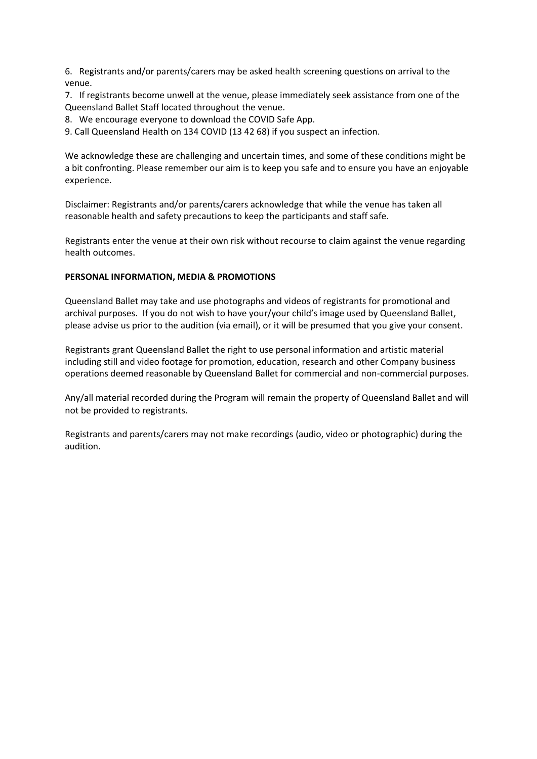6. Registrants and/or parents/carers may be asked health screening questions on arrival to the venue.
7. If registrants become unwell at the venue, please immediately seek assistance from one of the Queensland Ballet Staff located throughout the venue.
8. We encourage everyone to download the COVID Safe App.
9. Call Queensland Health on 134 COVID (13 42 68) if you suspect an infection.

We acknowledge these are challenging and uncertain times, and some of these conditions might be a bit confronting. Please remember our aim is to keep you safe and to ensure you have an enjoyable experience.

Disclaimer: Registrants and/or parents/carers acknowledge that while the venue has taken all reasonable health and safety precautions to keep the participants and staff safe.

Registrants enter the venue at their own risk without recourse to claim against the venue regarding health outcomes.

**PERSONAL INFORMATION, MEDIA & PROMOTIONS**

Queensland Ballet may take and use photographs and videos of registrants for promotional and archival purposes. If you do not wish to have your/your child's image used by Queensland Ballet, please advise us prior to the audition (via email), or it will be presumed that you give your consent.

Registrants grant Queensland Ballet the right to use personal information and artistic material including still and video footage for promotion, education, research and other Company business operations deemed reasonable by Queensland Ballet for commercial and non-commercial purposes.

Any/all material recorded during the Program will remain the property of Queensland Ballet and will not be provided to registrants.

Registrants and parents/carers may not make recordings (audio, video or photographic) during the audition.